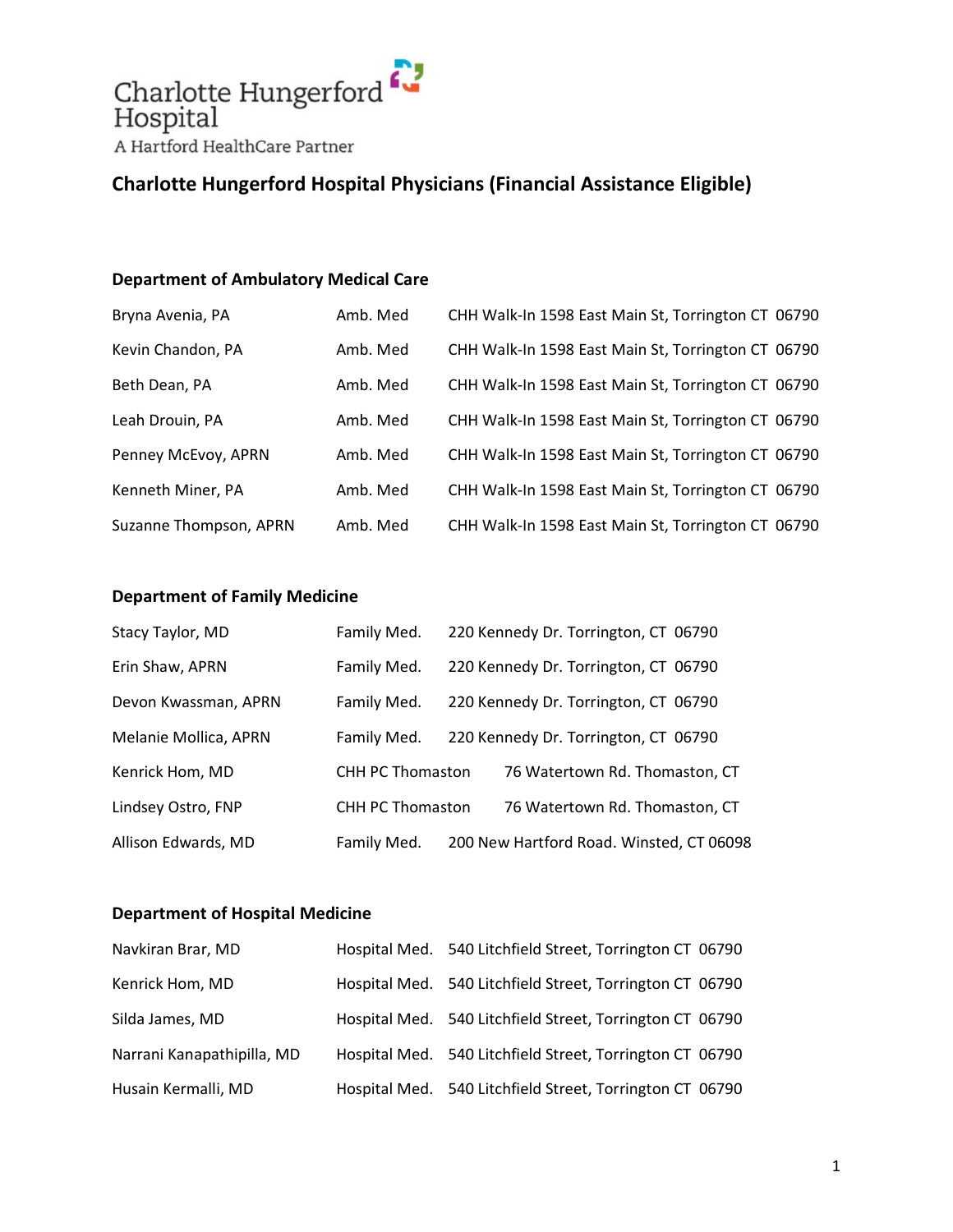Charlotte Hungerford Hospital

A Hartford HealthCare Partner

# Charlotte Hungerford Hospital Physicians (Financial Assistance Eligible)

## Department of Ambulatory Medical Care

| | | |
|---|---|---|
| Bryna Avenia, PA | Amb. Med | CHH Walk-In 1598 East Main St, Torrington CT 06790 |
| Kevin Chandon, PA | Amb. Med | CHH Walk-In 1598 East Main St, Torrington CT 06790 |
| Beth Dean, PA | Amb. Med | CHH Walk-In 1598 East Main St, Torrington CT 06790 |
| Leah Drouin, PA | Amb. Med | CHH Walk-In 1598 East Main St, Torrington CT 06790 |
| Penney McEvoy, APRN | Amb. Med | CHH Walk-In 1598 East Main St, Torrington CT 06790 |
| Kenneth Miner, PA | Amb. Med | CHH Walk-In 1598 East Main St, Torrington CT 06790 |
| Suzanne Thompson, APRN | Amb. Med | CHH Walk-In 1598 East Main St, Torrington CT 06790 |

## Department of Family Medicine

| | | |
|---|---|---|
| Stacy Taylor, MD | Family Med. | 220 Kennedy Dr. Torrington, CT 06790 |
| Erin Shaw, APRN | Family Med. | 220 Kennedy Dr. Torrington, CT 06790 |
| Devon Kwassman, APRN | Family Med. | 220 Kennedy Dr. Torrington, CT 06790 |
| Melanie Mollica, APRN | Family Med. | 220 Kennedy Dr. Torrington, CT 06790 |
| Kenrick Hom, MD | CHH PC Thomaston | 76 Watertown Rd. Thomaston, CT |
| Lindsey Ostro, FNP | CHH PC Thomaston | 76 Watertown Rd. Thomaston, CT |
| Allison Edwards, MD | Family Med. | 200 New Hartford Road. Winsted, CT 06098 |

## Department of Hospital Medicine

| | | |
|---|---|---|
| Navkiran Brar, MD | Hospital Med. | 540 Litchfield Street, Torrington CT 06790 |
| Kenrick Hom, MD | Hospital Med. | 540 Litchfield Street, Torrington CT 06790 |
| Silda James, MD | Hospital Med. | 540 Litchfield Street, Torrington CT 06790 |
| Narrani Kanapathipilla, MD | Hospital Med. | 540 Litchfield Street, Torrington CT 06790 |
| Husain Kermalli, MD | Hospital Med. | 540 Litchfield Street, Torrington CT 06790 |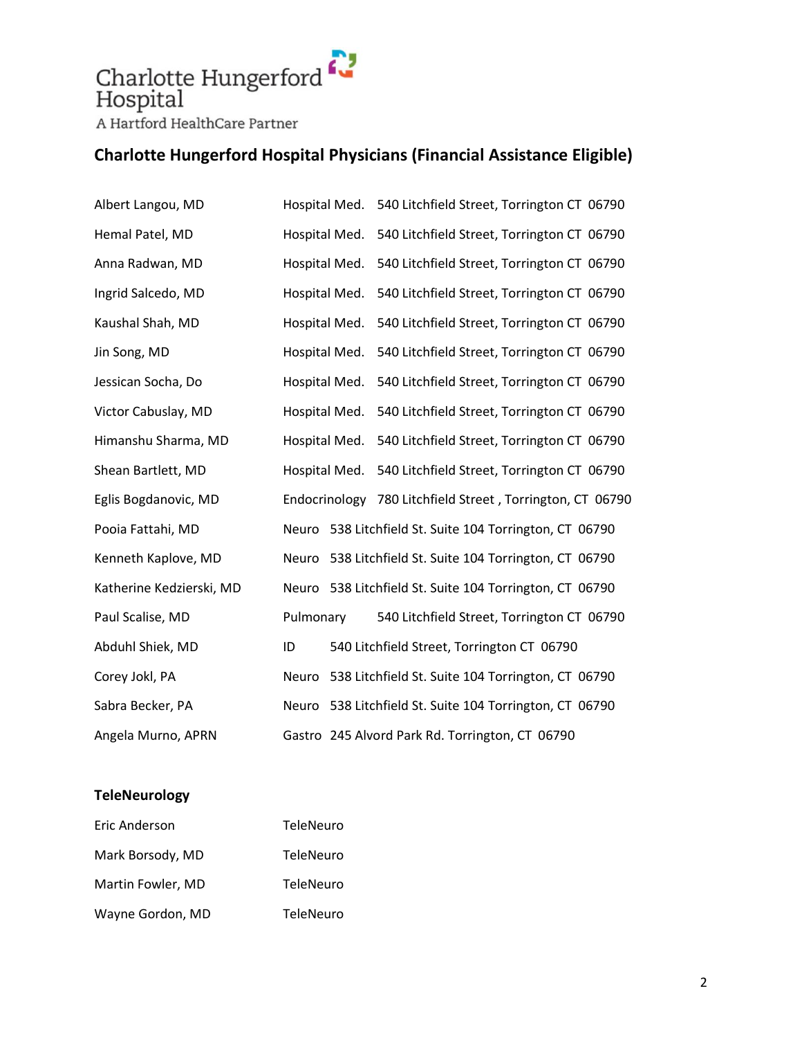Charlotte Hungerford Hospital
A Hartford HealthCare Partner

## Charlotte Hungerford Hospital Physicians (Financial Assistance Eligible)

| Name | Specialty | Address |
|---|---|---|
| Albert Langou, MD | Hospital Med. | 540 Litchfield Street, Torrington CT 06790 |
| Hemal Patel, MD | Hospital Med. | 540 Litchfield Street, Torrington CT 06790 |
| Anna Radwan, MD | Hospital Med. | 540 Litchfield Street, Torrington CT 06790 |
| Ingrid Salcedo, MD | Hospital Med. | 540 Litchfield Street, Torrington CT 06790 |
| Kaushal Shah, MD | Hospital Med. | 540 Litchfield Street, Torrington CT 06790 |
| Jin Song, MD | Hospital Med. | 540 Litchfield Street, Torrington CT 06790 |
| Jessican Socha, Do | Hospital Med. | 540 Litchfield Street, Torrington CT 06790 |
| Victor Cabuslay, MD | Hospital Med. | 540 Litchfield Street, Torrington CT 06790 |
| Himanshu Sharma, MD | Hospital Med. | 540 Litchfield Street, Torrington CT 06790 |
| Shean Bartlett, MD | Hospital Med. | 540 Litchfield Street, Torrington CT 06790 |
| Eglis Bogdanovic, MD | Endocrinology | 780 Litchfield Street , Torrington, CT 06790 |
| Pooia Fattahi, MD | Neuro | 538 Litchfield St. Suite 104 Torrington, CT 06790 |
| Kenneth Kaplove, MD | Neuro | 538 Litchfield St. Suite 104 Torrington, CT 06790 |
| Katherine Kedzierski, MD | Neuro | 538 Litchfield St. Suite 104 Torrington, CT 06790 |
| Paul Scalise, MD | Pulmonary | 540 Litchfield Street, Torrington CT 06790 |
| Abduhl Shiek, MD | ID | 540 Litchfield Street, Torrington CT 06790 |
| Corey Jokl, PA | Neuro | 538 Litchfield St. Suite 104 Torrington, CT 06790 |
| Sabra Becker, PA | Neuro | 538 Litchfield St. Suite 104 Torrington, CT 06790 |
| Angela Murno, APRN | Gastro | 245 Alvord Park Rd. Torrington, CT 06790 |

### TeleNeurology

| Name | Specialty |
|---|---|
| Eric Anderson | TeleNeuro |
| Mark Borsody, MD | TeleNeuro |
| Martin Fowler, MD | TeleNeuro |
| Wayne Gordon, MD | TeleNeuro |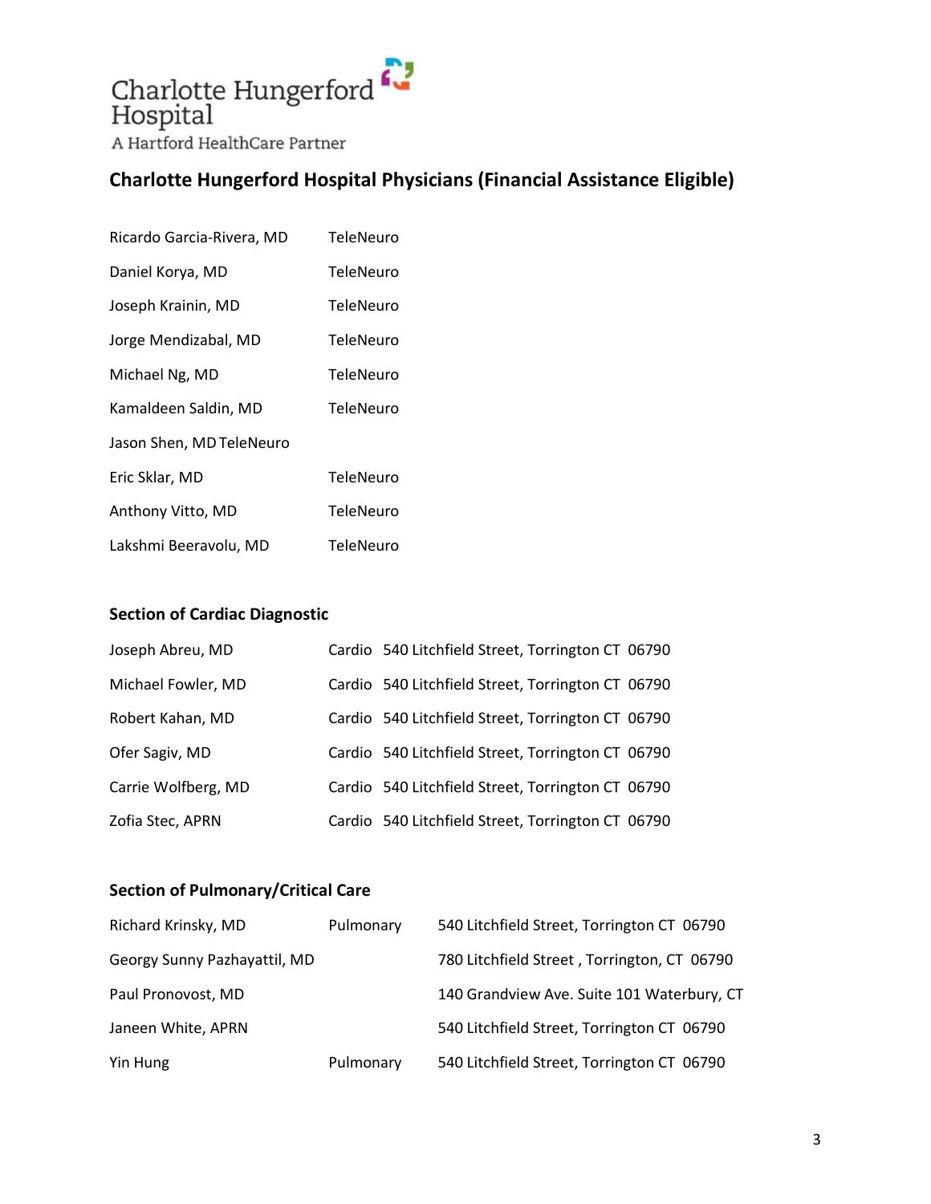Charlotte Hungerford Hospital
A Hartford HealthCare Partner

## Charlotte Hungerford Hospital Physicians (Financial Assistance Eligible)

| | |
|---|---|
| Ricardo Garcia-Rivera, MD | TeleNeuro |
| Daniel Korya, MD | TeleNeuro |
| Joseph Krainin, MD | TeleNeuro |
| Jorge Mendizabal, MD | TeleNeuro |
| Michael Ng, MD | TeleNeuro |
| Kamaldeen Saldin, MD | TeleNeuro |
| Jason Shen, MD | TeleNeuro |
| Eric Sklar, MD | TeleNeuro |
| Anthony Vitto, MD | TeleNeuro |
| Lakshmi Beeravolu, MD | TeleNeuro |

### Section of Cardiac Diagnostic

| | | |
|---|---|---|
| Joseph Abreu, MD | Cardio | 540 Litchfield Street, Torrington CT 06790 |
| Michael Fowler, MD | Cardio | 540 Litchfield Street, Torrington CT 06790 |
| Robert Kahan, MD | Cardio | 540 Litchfield Street, Torrington CT 06790 |
| Ofer Sagiv, MD | Cardio | 540 Litchfield Street, Torrington CT 06790 |
| Carrie Wolfberg, MD | Cardio | 540 Litchfield Street, Torrington CT 06790 |
| Zofia Stec, APRN | Cardio | 540 Litchfield Street, Torrington CT 06790 |

### Section of Pulmonary/Critical Care

| | | |
|---|---|---|
| Richard Krinsky, MD | Pulmonary | 540 Litchfield Street, Torrington CT 06790 |
| Georgy Sunny Pazhayattil, MD | | 780 Litchfield Street , Torrington, CT 06790 |
| Paul Pronovost, MD | | 140 Grandview Ave. Suite 101 Waterbury, CT |
| Janeen White, APRN | | 540 Litchfield Street, Torrington CT 06790 |
| Yin Hung | Pulmonary | 540 Litchfield Street, Torrington CT 06790 |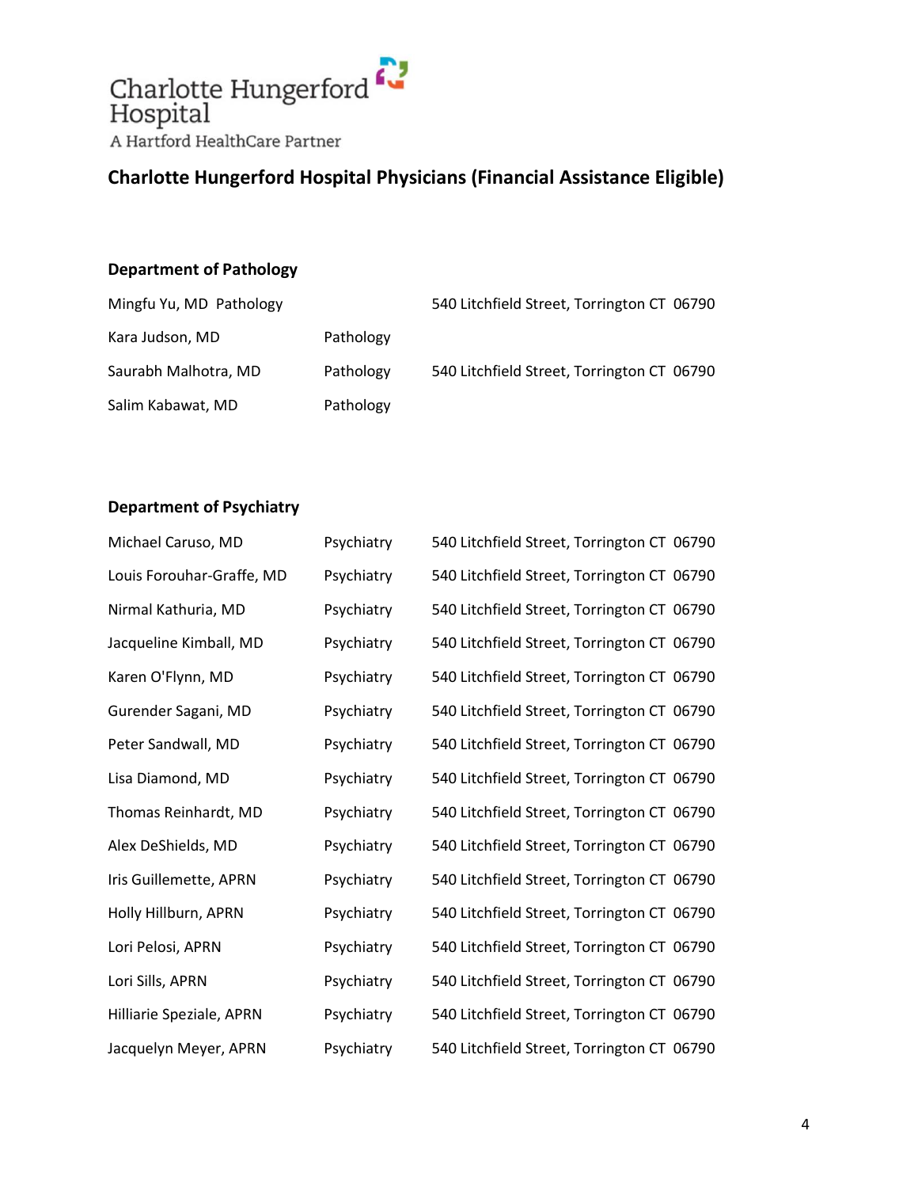Charlotte Hungerford Hospital
A Hartford HealthCare Partner

## Charlotte Hungerford Hospital Physicians (Financial Assistance Eligible)

### Department of Pathology

| | | |
|---|---|---|
| Mingfu Yu, MD | Pathology | 540 Litchfield Street, Torrington CT 06790 |
| Kara Judson, MD | Pathology | |
| Saurabh Malhotra, MD | Pathology | 540 Litchfield Street, Torrington CT 06790 |
| Salim Kabawat, MD | Pathology | |

### Department of Psychiatry

| | | |
|---|---|---|
| Michael Caruso, MD | Psychiatry | 540 Litchfield Street, Torrington CT 06790 |
| Louis Forouhar-Graffe, MD | Psychiatry | 540 Litchfield Street, Torrington CT 06790 |
| Nirmal Kathuria, MD | Psychiatry | 540 Litchfield Street, Torrington CT 06790 |
| Jacqueline Kimball, MD | Psychiatry | 540 Litchfield Street, Torrington CT 06790 |
| Karen O'Flynn, MD | Psychiatry | 540 Litchfield Street, Torrington CT 06790 |
| Gurender Sagani, MD | Psychiatry | 540 Litchfield Street, Torrington CT 06790 |
| Peter Sandwall, MD | Psychiatry | 540 Litchfield Street, Torrington CT 06790 |
| Lisa Diamond, MD | Psychiatry | 540 Litchfield Street, Torrington CT 06790 |
| Thomas Reinhardt, MD | Psychiatry | 540 Litchfield Street, Torrington CT 06790 |
| Alex DeShields, MD | Psychiatry | 540 Litchfield Street, Torrington CT 06790 |
| Iris Guillemette, APRN | Psychiatry | 540 Litchfield Street, Torrington CT 06790 |
| Holly Hillburn, APRN | Psychiatry | 540 Litchfield Street, Torrington CT 06790 |
| Lori Pelosi, APRN | Psychiatry | 540 Litchfield Street, Torrington CT 06790 |
| Lori Sills, APRN | Psychiatry | 540 Litchfield Street, Torrington CT 06790 |
| Hilliarie Speziale, APRN | Psychiatry | 540 Litchfield Street, Torrington CT 06790 |
| Jacquelyn Meyer, APRN | Psychiatry | 540 Litchfield Street, Torrington CT 06790 |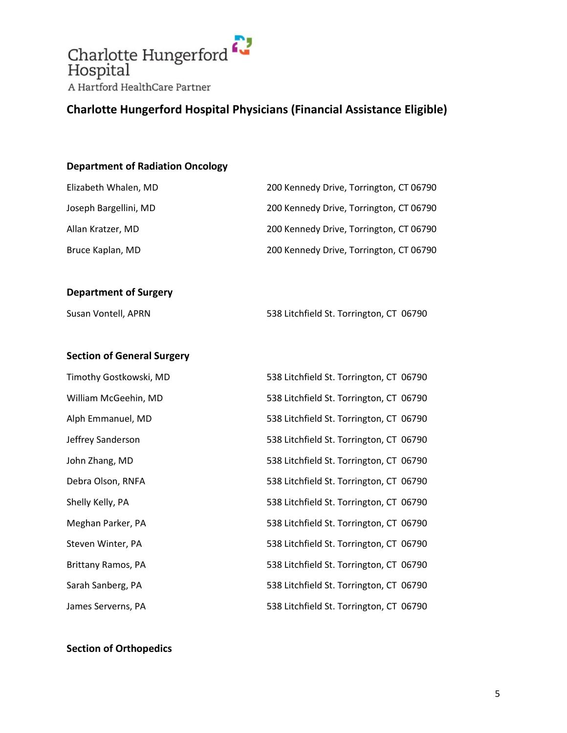Charlotte Hungerford Hospital

A Hartford HealthCare Partner

## Charlotte Hungerford Hospital Physicians (Financial Assistance Eligible)

### Department of Radiation Oncology

| | |
|---|---|
| Elizabeth Whalen, MD | 200 Kennedy Drive, Torrington, CT 06790 |
| Joseph Bargellini, MD | 200 Kennedy Drive, Torrington, CT 06790 |
| Allan Kratzer, MD | 200 Kennedy Drive, Torrington, CT 06790 |
| Bruce Kaplan, MD | 200 Kennedy Drive, Torrington, CT 06790 |

### Department of Surgery

| | |
|---|---|
| Susan Vontell, APRN | 538 Litchfield St. Torrington, CT 06790 |

### Section of General Surgery

| | |
|---|---|
| Timothy Gostkowski, MD | 538 Litchfield St. Torrington, CT 06790 |
| William McGeehin, MD | 538 Litchfield St. Torrington, CT 06790 |
| Alph Emmanuel, MD | 538 Litchfield St. Torrington, CT 06790 |
| Jeffrey Sanderson | 538 Litchfield St. Torrington, CT 06790 |
| John Zhang, MD | 538 Litchfield St. Torrington, CT 06790 |
| Debra Olson, RNFA | 538 Litchfield St. Torrington, CT 06790 |
| Shelly Kelly, PA | 538 Litchfield St. Torrington, CT 06790 |
| Meghan Parker, PA | 538 Litchfield St. Torrington, CT 06790 |
| Steven Winter, PA | 538 Litchfield St. Torrington, CT 06790 |
| Brittany Ramos, PA | 538 Litchfield St. Torrington, CT 06790 |
| Sarah Sanberg, PA | 538 Litchfield St. Torrington, CT 06790 |
| James Serverns, PA | 538 Litchfield St. Torrington, CT 06790 |

### Section of Orthopedics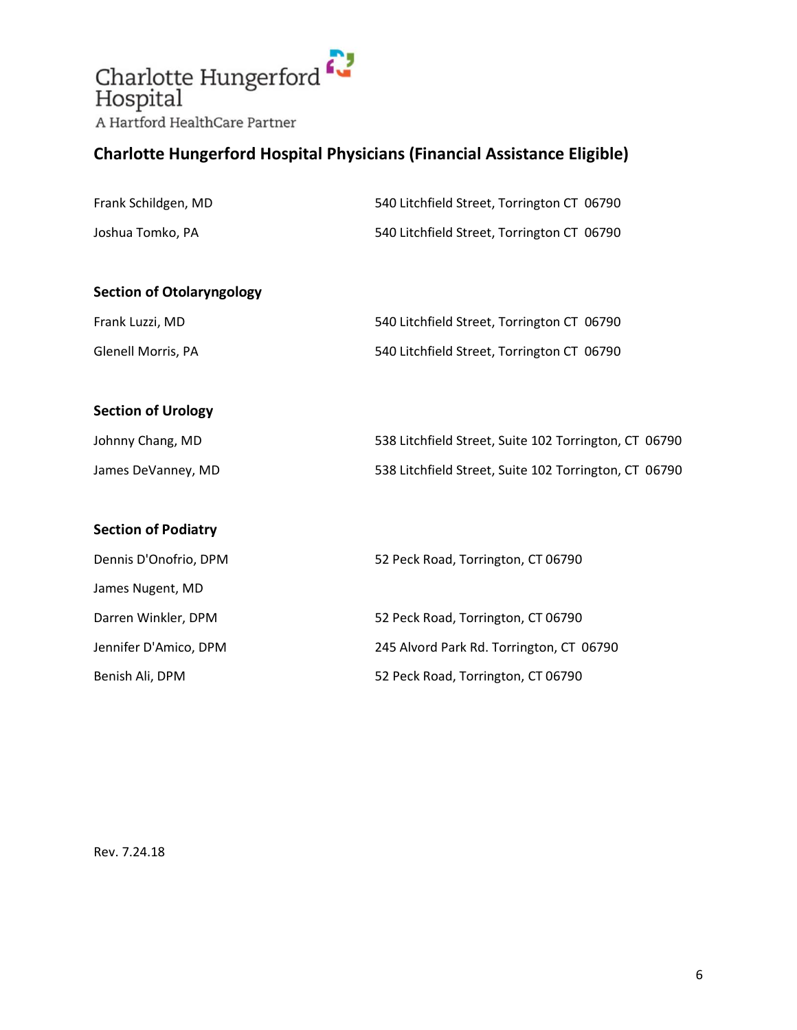Charlotte Hungerford Hospital
A Hartford HealthCare Partner

## Charlotte Hungerford Hospital Physicians (Financial Assistance Eligible)

| | |
|---|---|
| Frank Schildgen, MD | 540 Litchfield Street, Torrington CT 06790 |
| Joshua Tomko, PA | 540 Litchfield Street, Torrington CT 06790 |

### Section of Otolaryngology

| | |
|---|---|
| Frank Luzzi, MD | 540 Litchfield Street, Torrington CT 06790 |
| Glenell Morris, PA | 540 Litchfield Street, Torrington CT 06790 |

### Section of Urology

| | |
|---|---|
| Johnny Chang, MD | 538 Litchfield Street, Suite 102 Torrington, CT 06790 |
| James DeVanney, MD | 538 Litchfield Street, Suite 102 Torrington, CT 06790 |

### Section of Podiatry

| | |
|---|---|
| Dennis D'Onofrio, DPM | 52 Peck Road, Torrington, CT 06790 |
| James Nugent, MD | |
| Darren Winkler, DPM | 52 Peck Road, Torrington, CT 06790 |
| Jennifer D'Amico, DPM | 245 Alvord Park Rd. Torrington, CT 06790 |
| Benish Ali, DPM | 52 Peck Road, Torrington, CT 06790 |

Rev. 7.24.18